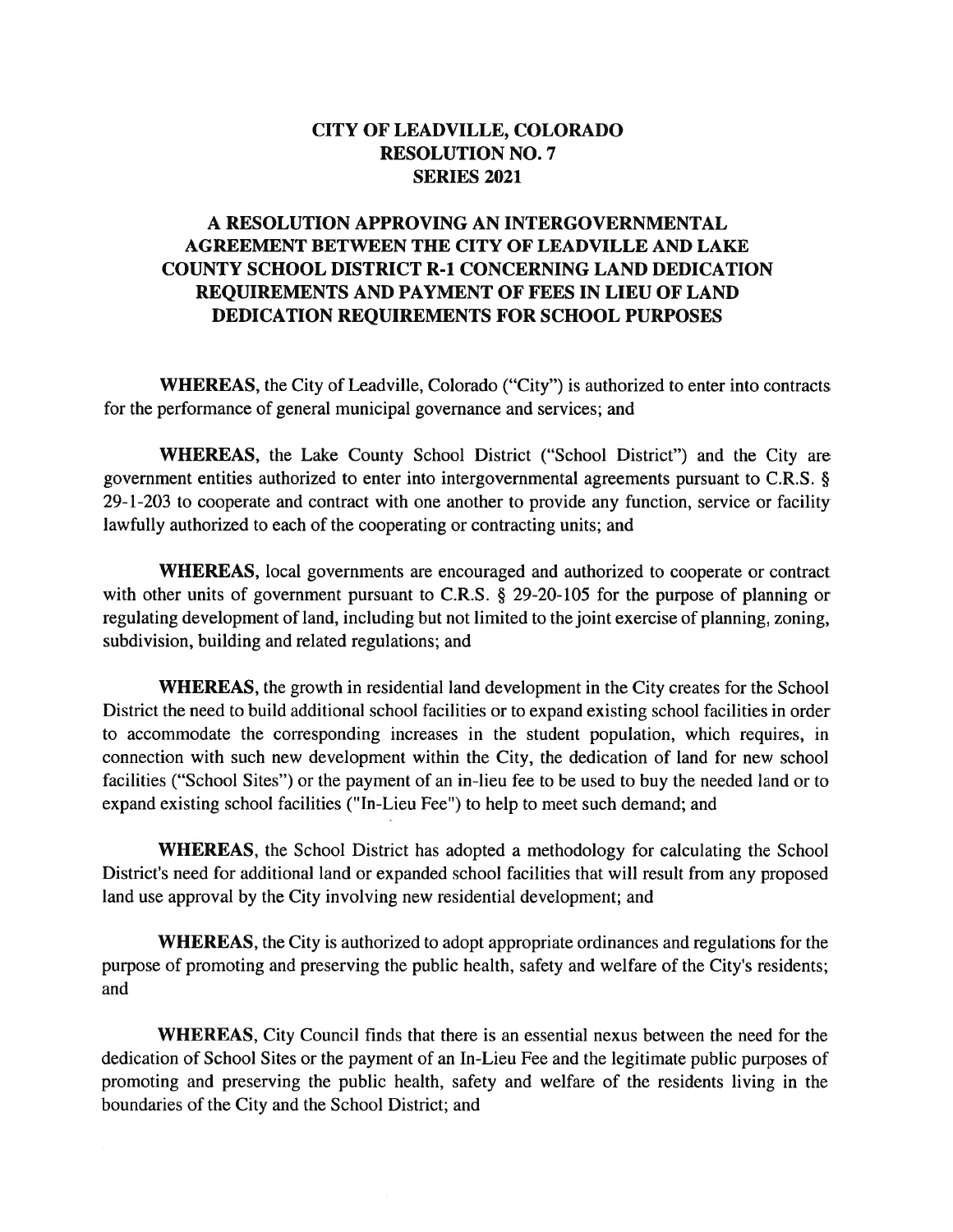# CITY OF LEADVILLE, COLORADO
# RESOLUTION NO. 7
# SERIES 2021

## A RESOLUTION APPROVING AN INTERGOVERNMENTAL AGREEMENT BETWEEN THE CITY OF LEADVILLE AND LAKE COUNTY SCHOOL DISTRICT R-1 CONCERNING LAND DEDICATION REQUIREMENTS AND PAYMENT OF FEES IN LIEU OF LAND DEDICATION REQUIREMENTS FOR SCHOOL PURPOSES

**WHEREAS,** the City of Leadville, Colorado ("City") is authorized to enter into contracts for the performance of general municipal governance and services; and

**WHEREAS,** the Lake County School District ("School District") and the City are government entities authorized to enter into intergovernmental agreements pursuant to C.R.S. § 29-1-203 to cooperate and contract with one another to provide any function, service or facility lawfully authorized to each of the cooperating or contracting units; and

**WHEREAS,** local governments are encouraged and authorized to cooperate or contract with other units of government pursuant to C.R.S. § 29-20-105 for the purpose of planning or regulating development of land, including but not limited to the joint exercise of planning, zoning, subdivision, building and related regulations; and

**WHEREAS,** the growth in residential land development in the City creates for the School District the need to build additional school facilities or to expand existing school facilities in order to accommodate the corresponding increases in the student population, which requires, in connection with such new development within the City, the dedication of land for new school facilities ("School Sites") or the payment of an in-lieu fee to be used to buy the needed land or to expand existing school facilities ("In-Lieu Fee") to help to meet such demand; and

**WHEREAS,** the School District has adopted a methodology for calculating the School District's need for additional land or expanded school facilities that will result from any proposed land use approval by the City involving new residential development; and

**WHEREAS,** the City is authorized to adopt appropriate ordinances and regulations for the purpose of promoting and preserving the public health, safety and welfare of the City's residents; and

**WHEREAS,** City Council finds that there is an essential nexus between the need for the dedication of School Sites or the payment of an In-Lieu Fee and the legitimate public purposes of promoting and preserving the public health, safety and welfare of the residents living in the boundaries of the City and the School District; and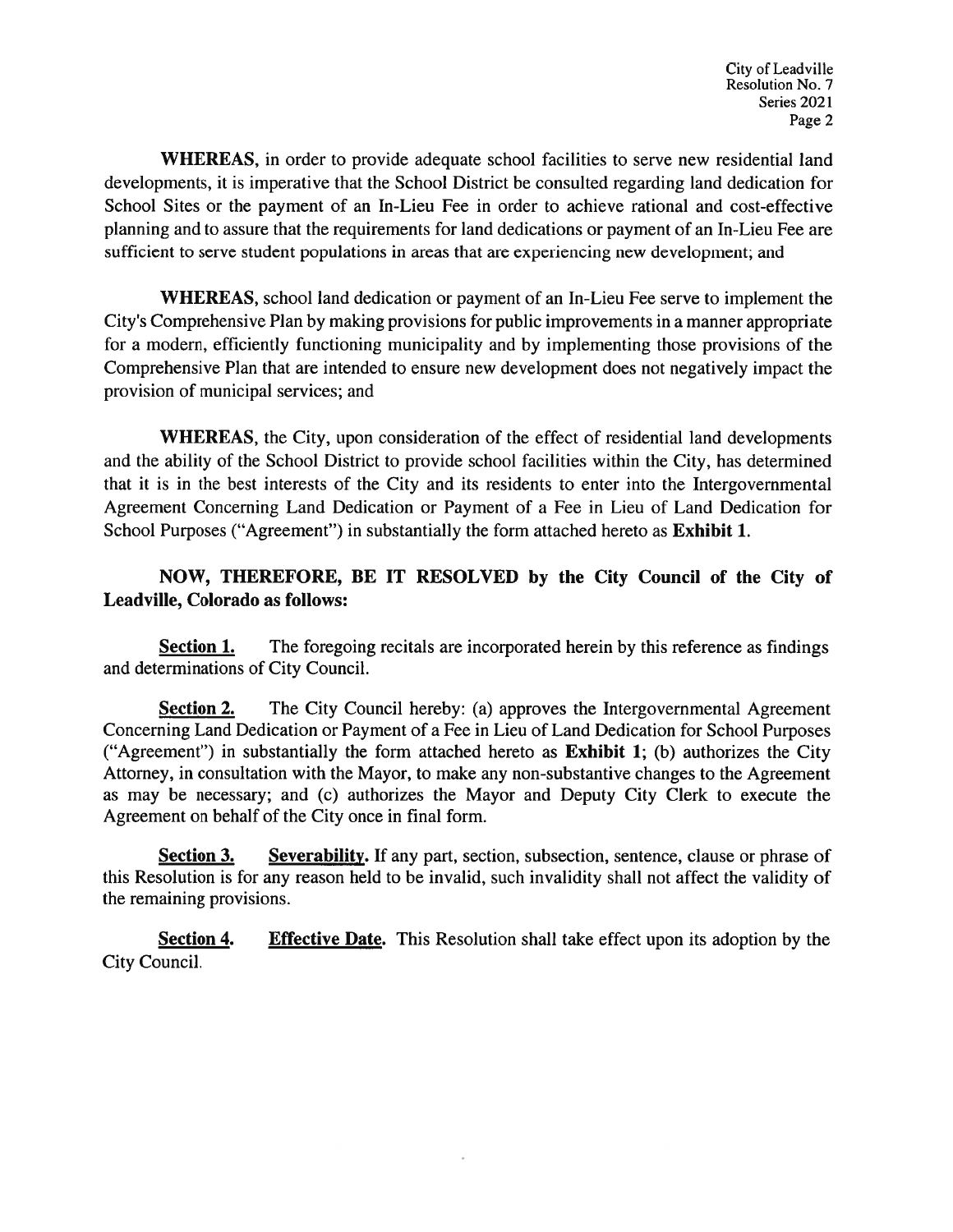**WHEREAS**, in order to provide adequate school facilities to serve new residential land developments, it is imperative that the School District be consulted regarding land dedication for School Sites or the payment of an In-Lieu Fee in order to achieve rational and cost-effective planning and to assure that the requirements for land dedications or payment of an In-Lieu Fee are sufficient to serve student populations in areas that are experiencing new development; and

**WHEREAS**, school land dedication or payment of an In-Lieu Fee serve to implement the City's Comprehensive Plan by making provisions for public improvements in a manner appropriate for a modern, efficiently functioning municipality and by implementing those provisions of the Comprehensive Plan that are intended to ensure new development does not negatively impact the provision of municipal services; and

**WHEREAS**, the City, upon consideration of the effect of residential land developments and the ability of the School District to provide school facilities within the City, has determined that it is in the best interests of the City and its residents to enter into the Intergovernmental Agreement Concerning Land Dedication or Payment of a Fee in Lieu of Land Dedication for School Purposes ("Agreement") in substantially the form attached hereto as **Exhibit 1**.

**NOW, THEREFORE, BE IT RESOLVED by the City Council of the City of Leadville, Colorado as follows:**

**Section 1.** The foregoing recitals are incorporated herein by this reference as findings and determinations of City Council.

**Section 2.** The City Council hereby: (a) approves the Intergovernmental Agreement Concerning Land Dedication or Payment of a Fee in Lieu of Land Dedication for School Purposes ("Agreement") in substantially the form attached hereto as **Exhibit 1**; (b) authorizes the City Attorney, in consultation with the Mayor, to make any non-substantive changes to the Agreement as may be necessary; and (c) authorizes the Mayor and Deputy City Clerk to execute the Agreement on behalf of the City once in final form.

**Section 3. Severability.** If any part, section, subsection, sentence, clause or phrase of this Resolution is for any reason held to be invalid, such invalidity shall not affect the validity of the remaining provisions.

**Section 4. Effective Date.** This Resolution shall take effect upon its adoption by the City Council.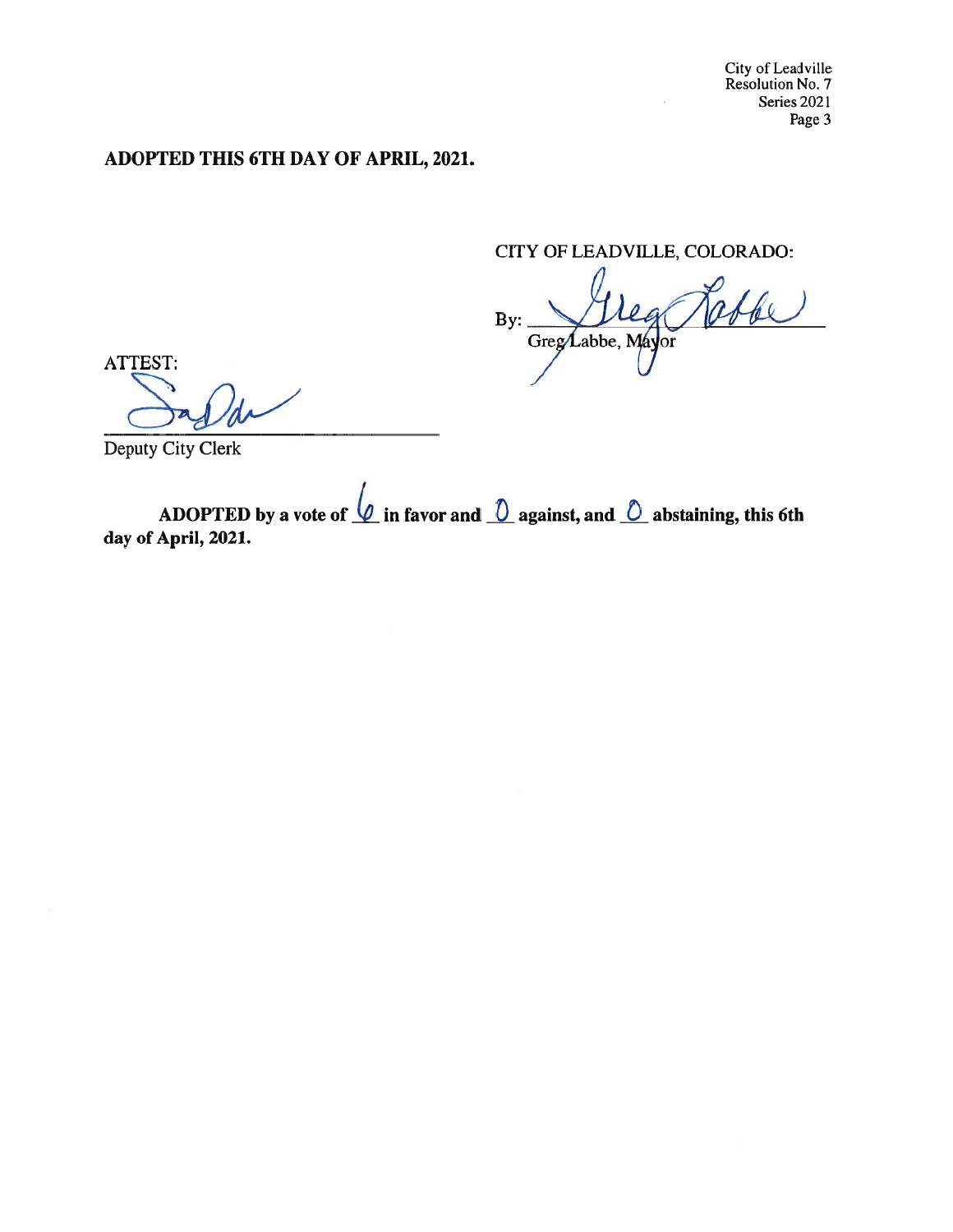**ADOPTED THIS 6TH DAY OF APRIL, 2021.**

CITY OF LEADVILLE, COLORADO:

By: ______________________
Greg Labbe, Mayor

ATTEST:

______________________
Deputy City Clerk

**ADOPTED by a vote of 6 in favor and 0 against, and 0 abstaining, this 6th day of April, 2021.**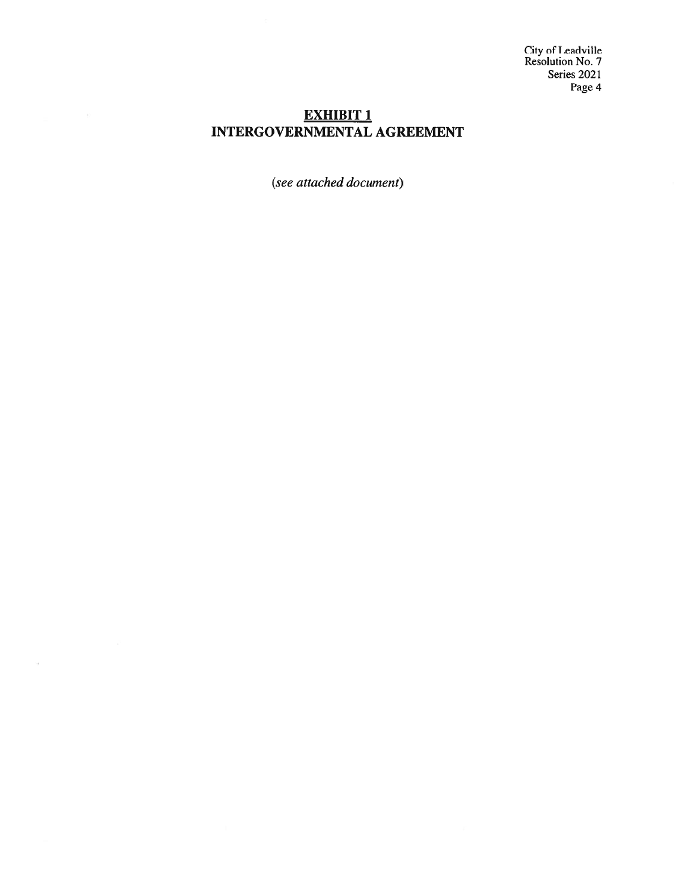# EXHIBIT 1
# INTERGOVERNMENTAL AGREEMENT

*(see attached document)*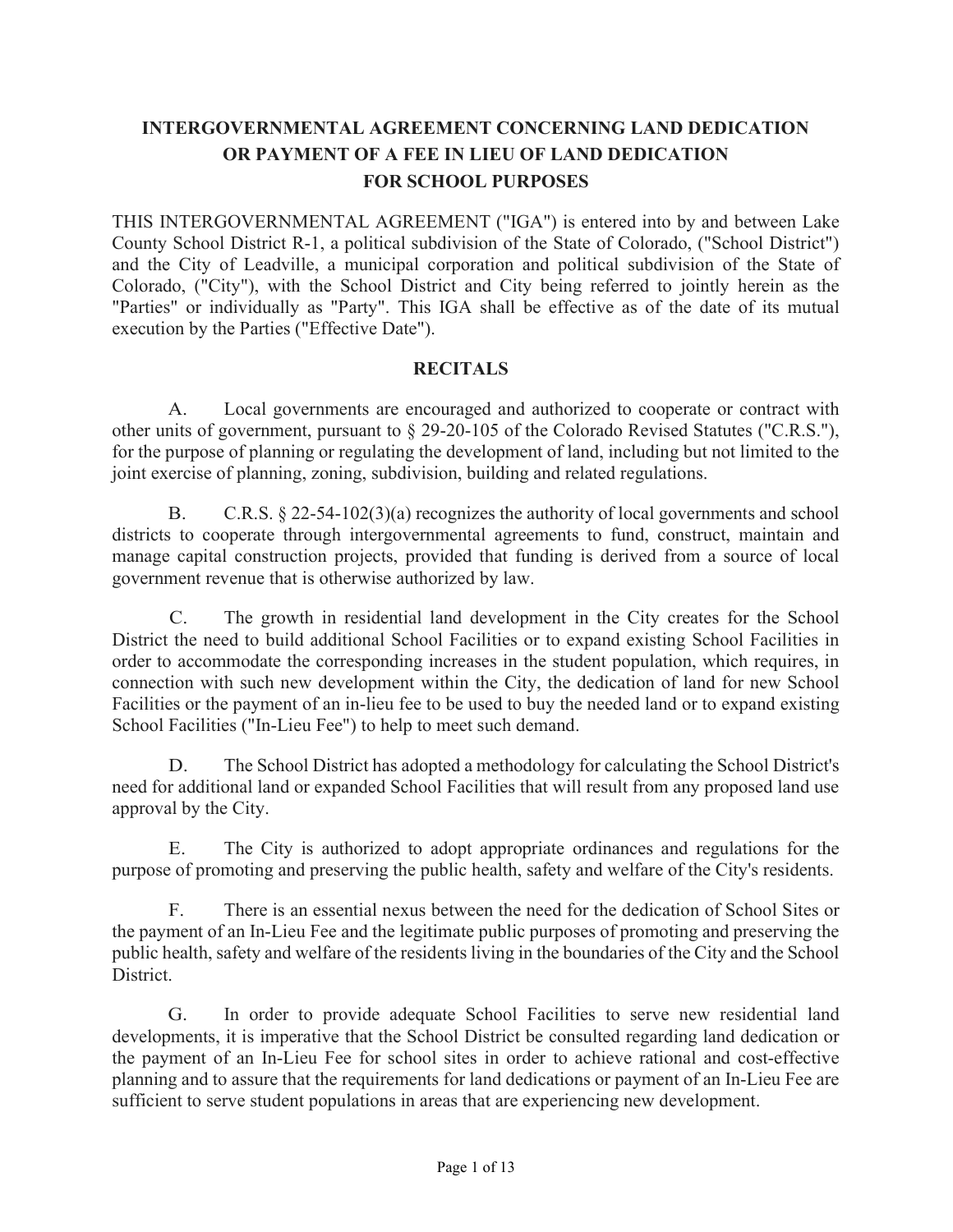# INTERGOVERNMENTAL AGREEMENT CONCERNING LAND DEDICATION OR PAYMENT OF A FEE IN LIEU OF LAND DEDICATION FOR SCHOOL PURPOSES

THIS INTERGOVERNMENTAL AGREEMENT ("IGA") is entered into by and between Lake County School District R-1, a political subdivision of the State of Colorado, ("School District") and the City of Leadville, a municipal corporation and political subdivision of the State of Colorado, ("City"), with the School District and City being referred to jointly herein as the "Parties" or individually as "Party". This IGA shall be effective as of the date of its mutual execution by the Parties ("Effective Date").

## RECITALS

A. Local governments are encouraged and authorized to cooperate or contract with other units of government, pursuant to § 29-20-105 of the Colorado Revised Statutes ("C.R.S."), for the purpose of planning or regulating the development of land, including but not limited to the joint exercise of planning, zoning, subdivision, building and related regulations.

B. C.R.S. § 22-54-102(3)(a) recognizes the authority of local governments and school districts to cooperate through intergovernmental agreements to fund, construct, maintain and manage capital construction projects, provided that funding is derived from a source of local government revenue that is otherwise authorized by law.

C. The growth in residential land development in the City creates for the School District the need to build additional School Facilities or to expand existing School Facilities in order to accommodate the corresponding increases in the student population, which requires, in connection with such new development within the City, the dedication of land for new School Facilities or the payment of an in-lieu fee to be used to buy the needed land or to expand existing School Facilities ("In-Lieu Fee") to help to meet such demand.

D. The School District has adopted a methodology for calculating the School District's need for additional land or expanded School Facilities that will result from any proposed land use approval by the City.

E. The City is authorized to adopt appropriate ordinances and regulations for the purpose of promoting and preserving the public health, safety and welfare of the City's residents.

F. There is an essential nexus between the need for the dedication of School Sites or the payment of an In-Lieu Fee and the legitimate public purposes of promoting and preserving the public health, safety and welfare of the residents living in the boundaries of the City and the School District.

G. In order to provide adequate School Facilities to serve new residential land developments, it is imperative that the School District be consulted regarding land dedication or the payment of an In-Lieu Fee for school sites in order to achieve rational and cost-effective planning and to assure that the requirements for land dedications or payment of an In-Lieu Fee are sufficient to serve student populations in areas that are experiencing new development.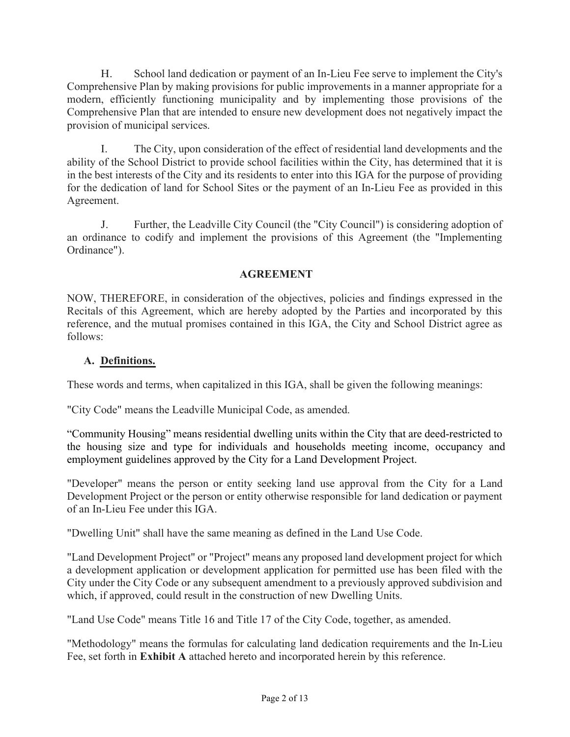H. School land dedication or payment of an In-Lieu Fee serve to implement the City's Comprehensive Plan by making provisions for public improvements in a manner appropriate for a modern, efficiently functioning municipality and by implementing those provisions of the Comprehensive Plan that are intended to ensure new development does not negatively impact the provision of municipal services.

I. The City, upon consideration of the effect of residential land developments and the ability of the School District to provide school facilities within the City, has determined that it is in the best interests of the City and its residents to enter into this IGA for the purpose of providing for the dedication of land for School Sites or the payment of an In-Lieu Fee as provided in this Agreement.

J. Further, the Leadville City Council (the "City Council") is considering adoption of an ordinance to codify and implement the provisions of this Agreement (the "Implementing Ordinance").

## AGREEMENT

NOW, THEREFORE, in consideration of the objectives, policies and findings expressed in the Recitals of this Agreement, which are hereby adopted by the Parties and incorporated by this reference, and the mutual promises contained in this IGA, the City and School District agree as follows:

### A. Definitions.

These words and terms, when capitalized in this IGA, shall be given the following meanings:

"City Code" means the Leadville Municipal Code, as amended.

"Community Housing" means residential dwelling units within the City that are deed-restricted to the housing size and type for individuals and households meeting income, occupancy and employment guidelines approved by the City for a Land Development Project.

"Developer" means the person or entity seeking land use approval from the City for a Land Development Project or the person or entity otherwise responsible for land dedication or payment of an In-Lieu Fee under this IGA.

"Dwelling Unit" shall have the same meaning as defined in the Land Use Code.

"Land Development Project" or "Project" means any proposed land development project for which a development application or development application for permitted use has been filed with the City under the City Code or any subsequent amendment to a previously approved subdivision and which, if approved, could result in the construction of new Dwelling Units.

"Land Use Code" means Title 16 and Title 17 of the City Code, together, as amended.

"Methodology" means the formulas for calculating land dedication requirements and the In-Lieu Fee, set forth in **Exhibit A** attached hereto and incorporated herein by this reference.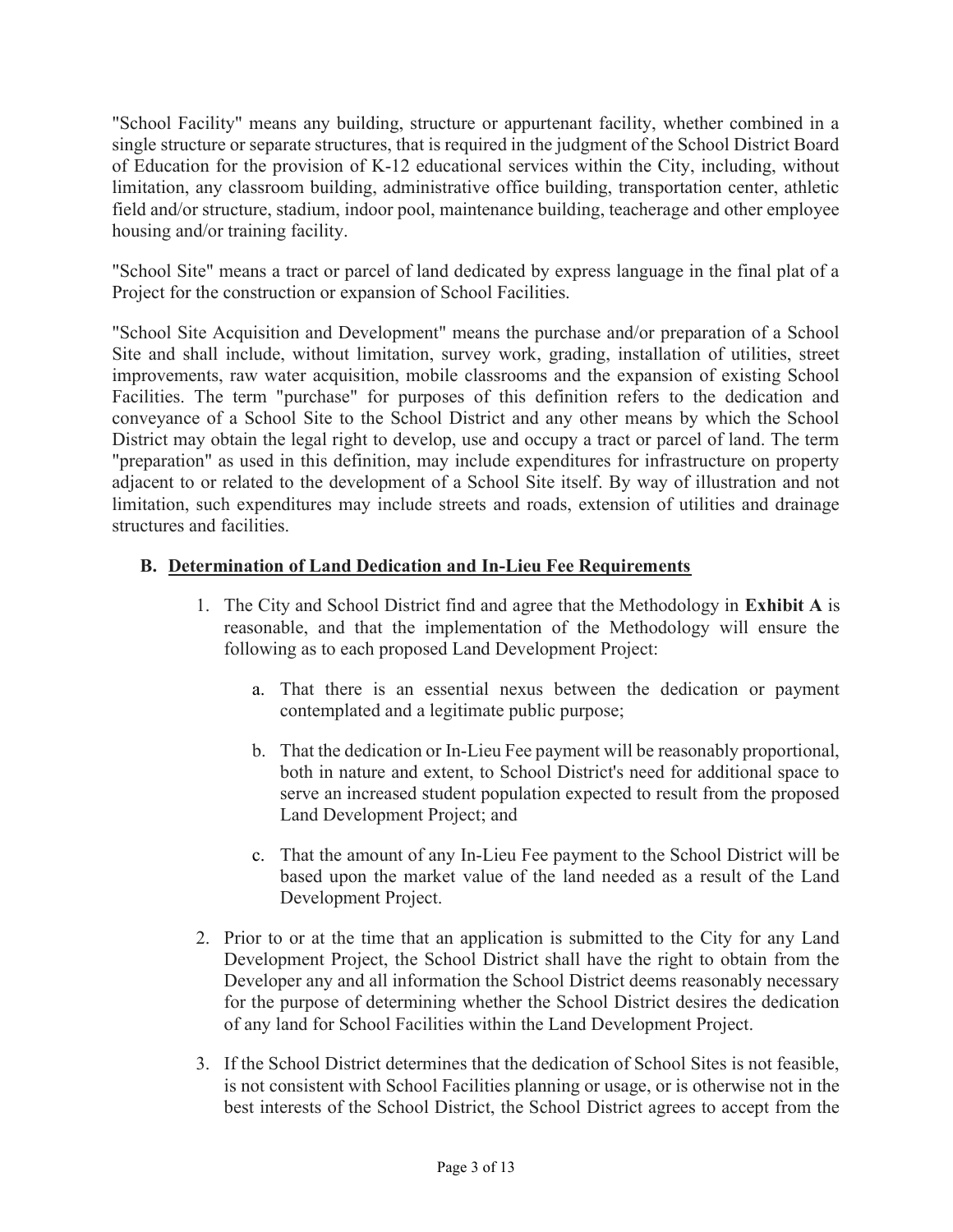"School Facility" means any building, structure or appurtenant facility, whether combined in a single structure or separate structures, that is required in the judgment of the School District Board of Education for the provision of K-12 educational services within the City, including, without limitation, any classroom building, administrative office building, transportation center, athletic field and/or structure, stadium, indoor pool, maintenance building, teacherage and other employee housing and/or training facility.

"School Site" means a tract or parcel of land dedicated by express language in the final plat of a Project for the construction or expansion of School Facilities.

"School Site Acquisition and Development" means the purchase and/or preparation of a School Site and shall include, without limitation, survey work, grading, installation of utilities, street improvements, raw water acquisition, mobile classrooms and the expansion of existing School Facilities. The term "purchase" for purposes of this definition refers to the dedication and conveyance of a School Site to the School District and any other means by which the School District may obtain the legal right to develop, use and occupy a tract or parcel of land. The term "preparation" as used in this definition, may include expenditures for infrastructure on property adjacent to or related to the development of a School Site itself. By way of illustration and not limitation, such expenditures may include streets and roads, extension of utilities and drainage structures and facilities.

## B. Determination of Land Dedication and In-Lieu Fee Requirements

1. The City and School District find and agree that the Methodology in **Exhibit A** is reasonable, and that the implementation of the Methodology will ensure the following as to each proposed Land Development Project:

   a. That there is an essential nexus between the dedication or payment contemplated and a legitimate public purpose;

   b. That the dedication or In-Lieu Fee payment will be reasonably proportional, both in nature and extent, to School District's need for additional space to serve an increased student population expected to result from the proposed Land Development Project; and

   c. That the amount of any In-Lieu Fee payment to the School District will be based upon the market value of the land needed as a result of the Land Development Project.

2. Prior to or at the time that an application is submitted to the City for any Land Development Project, the School District shall have the right to obtain from the Developer any and all information the School District deems reasonably necessary for the purpose of determining whether the School District desires the dedication of any land for School Facilities within the Land Development Project.

3. If the School District determines that the dedication of School Sites is not feasible, is not consistent with School Facilities planning or usage, or is otherwise not in the best interests of the School District, the School District agrees to accept from the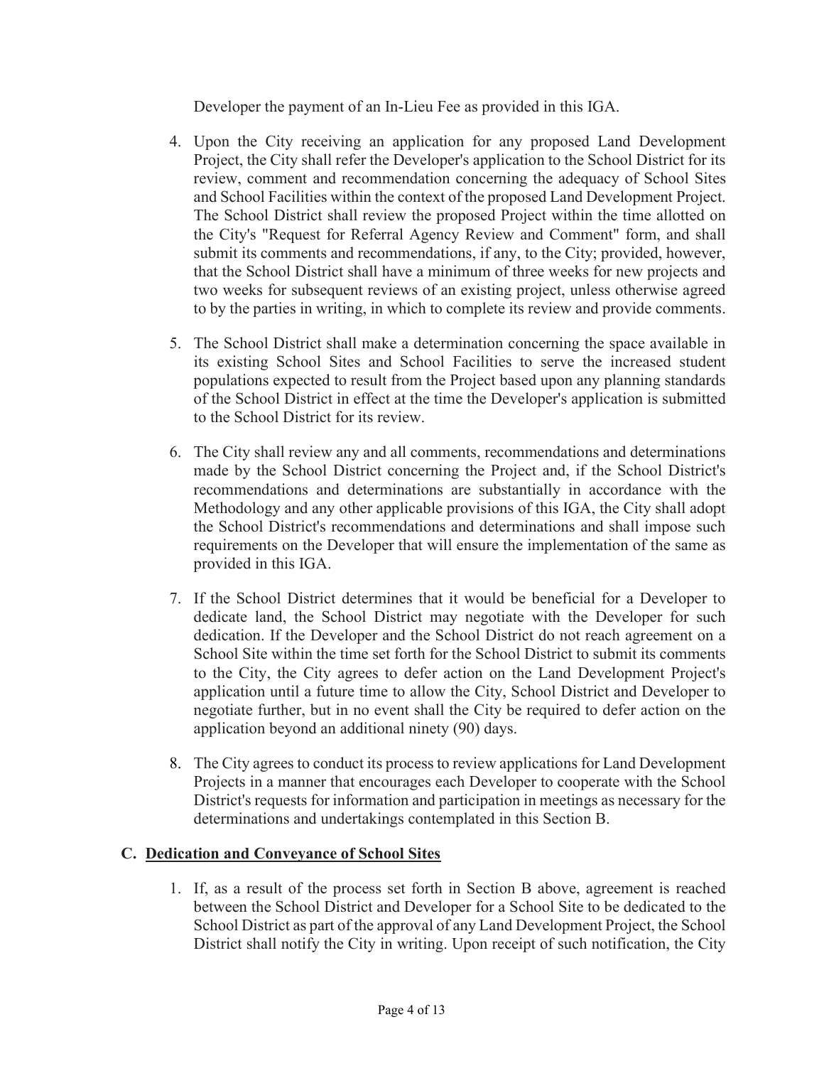Developer the payment of an In-Lieu Fee as provided in this IGA.

4. Upon the City receiving an application for any proposed Land Development Project, the City shall refer the Developer's application to the School District for its review, comment and recommendation concerning the adequacy of School Sites and School Facilities within the context of the proposed Land Development Project. The School District shall review the proposed Project within the time allotted on the City's "Request for Referral Agency Review and Comment" form, and shall submit its comments and recommendations, if any, to the City; provided, however, that the School District shall have a minimum of three weeks for new projects and two weeks for subsequent reviews of an existing project, unless otherwise agreed to by the parties in writing, in which to complete its review and provide comments.

5. The School District shall make a determination concerning the space available in its existing School Sites and School Facilities to serve the increased student populations expected to result from the Project based upon any planning standards of the School District in effect at the time the Developer's application is submitted to the School District for its review.

6. The City shall review any and all comments, recommendations and determinations made by the School District concerning the Project and, if the School District's recommendations and determinations are substantially in accordance with the Methodology and any other applicable provisions of this IGA, the City shall adopt the School District's recommendations and determinations and shall impose such requirements on the Developer that will ensure the implementation of the same as provided in this IGA.

7. If the School District determines that it would be beneficial for a Developer to dedicate land, the School District may negotiate with the Developer for such dedication. If the Developer and the School District do not reach agreement on a School Site within the time set forth for the School District to submit its comments to the City, the City agrees to defer action on the Land Development Project's application until a future time to allow the City, School District and Developer to negotiate further, but in no event shall the City be required to defer action on the application beyond an additional ninety (90) days.

8. The City agrees to conduct its process to review applications for Land Development Projects in a manner that encourages each Developer to cooperate with the School District's requests for information and participation in meetings as necessary for the determinations and undertakings contemplated in this Section B.

### C. Dedication and Conveyance of School Sites

1. If, as a result of the process set forth in Section B above, agreement is reached between the School District and Developer for a School Site to be dedicated to the School District as part of the approval of any Land Development Project, the School District shall notify the City in writing. Upon receipt of such notification, the City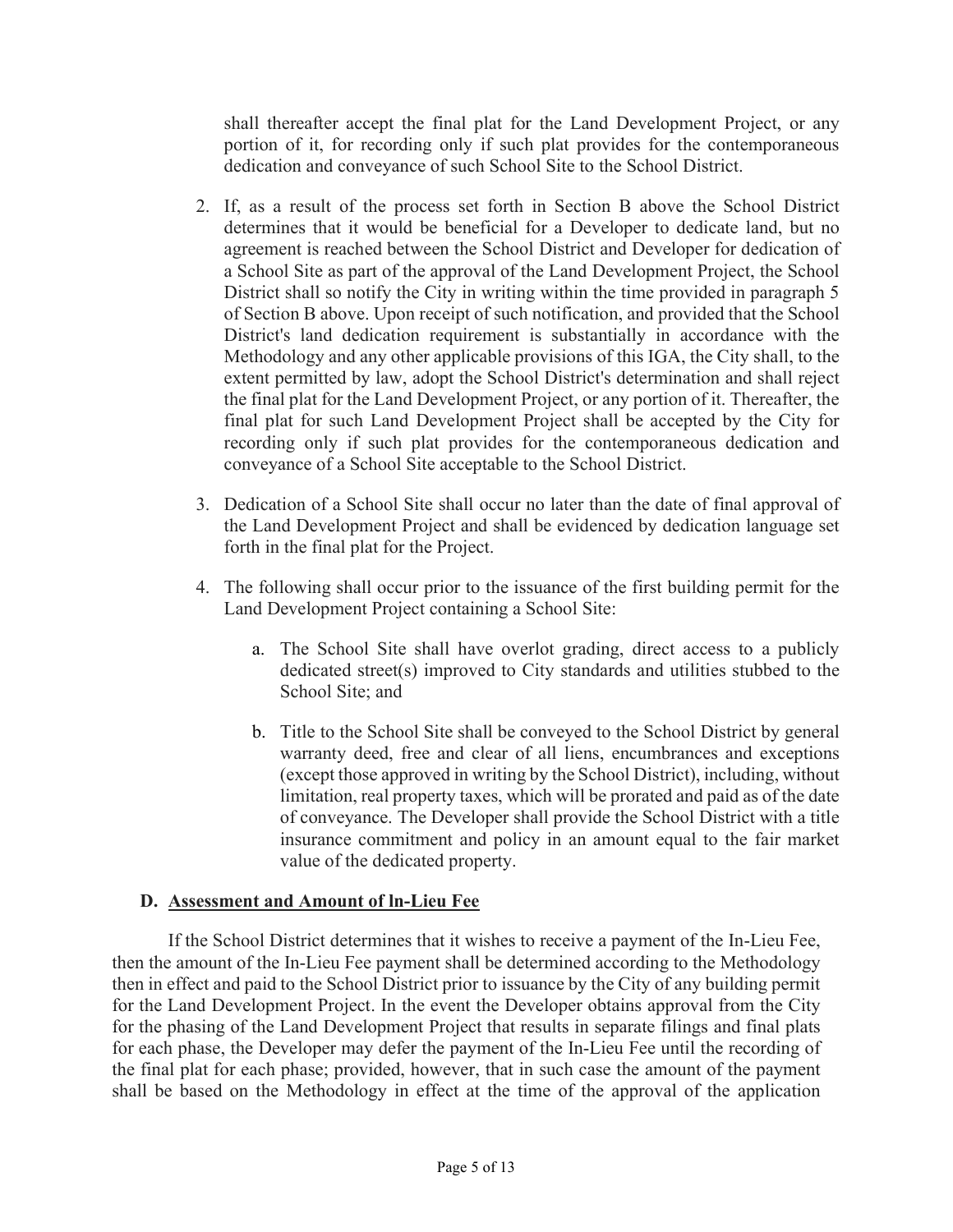shall thereafter accept the final plat for the Land Development Project, or any portion of it, for recording only if such plat provides for the contemporaneous dedication and conveyance of such School Site to the School District.

2. If, as a result of the process set forth in Section B above the School District determines that it would be beneficial for a Developer to dedicate land, but no agreement is reached between the School District and Developer for dedication of a School Site as part of the approval of the Land Development Project, the School District shall so notify the City in writing within the time provided in paragraph 5 of Section B above. Upon receipt of such notification, and provided that the School District's land dedication requirement is substantially in accordance with the Methodology and any other applicable provisions of this IGA, the City shall, to the extent permitted by law, adopt the School District's determination and shall reject the final plat for the Land Development Project, or any portion of it. Thereafter, the final plat for such Land Development Project shall be accepted by the City for recording only if such plat provides for the contemporaneous dedication and conveyance of a School Site acceptable to the School District.

3. Dedication of a School Site shall occur no later than the date of final approval of the Land Development Project and shall be evidenced by dedication language set forth in the final plat for the Project.

4. The following shall occur prior to the issuance of the first building permit for the Land Development Project containing a School Site:

   a. The School Site shall have overlot grading, direct access to a publicly dedicated street(s) improved to City standards and utilities stubbed to the School Site; and

   b. Title to the School Site shall be conveyed to the School District by general warranty deed, free and clear of all liens, encumbrances and exceptions (except those approved in writing by the School District), including, without limitation, real property taxes, which will be prorated and paid as of the date of conveyance. The Developer shall provide the School District with a title insurance commitment and policy in an amount equal to the fair market value of the dedicated property.

### D. Assessment and Amount of In-Lieu Fee

If the School District determines that it wishes to receive a payment of the In-Lieu Fee, then the amount of the In-Lieu Fee payment shall be determined according to the Methodology then in effect and paid to the School District prior to issuance by the City of any building permit for the Land Development Project. In the event the Developer obtains approval from the City for the phasing of the Land Development Project that results in separate filings and final plats for each phase, the Developer may defer the payment of the In-Lieu Fee until the recording of the final plat for each phase; provided, however, that in such case the amount of the payment shall be based on the Methodology in effect at the time of the approval of the application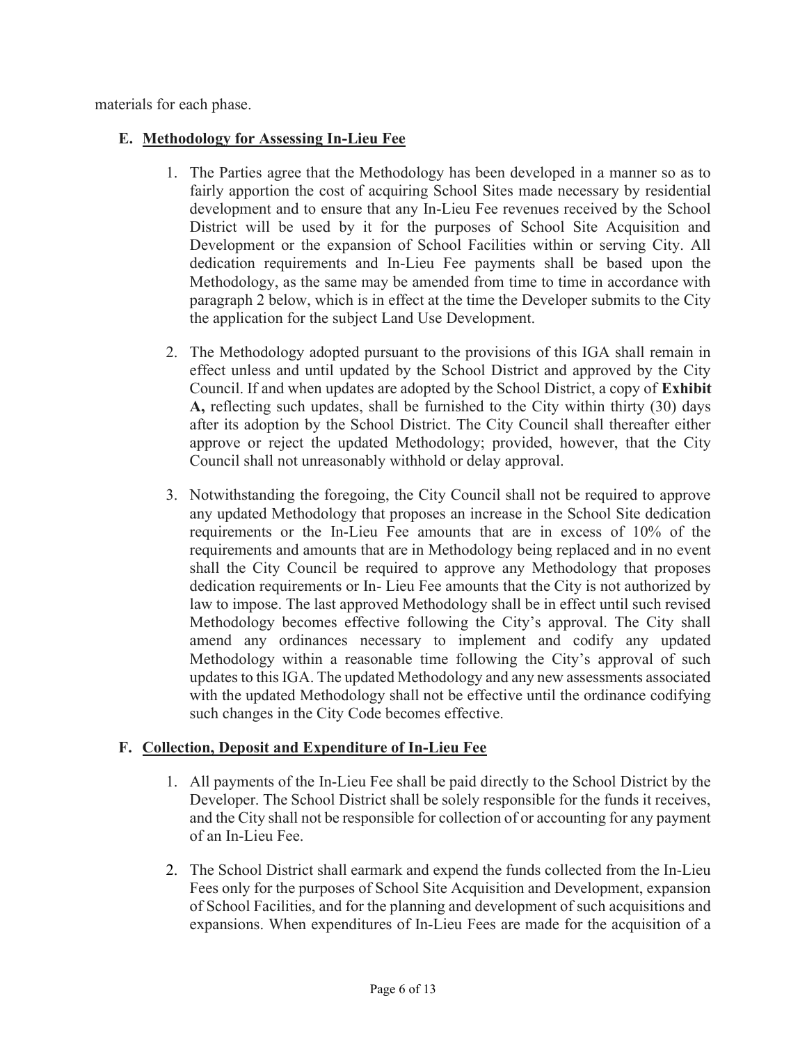materials for each phase.

### E. Methodology for Assessing In-Lieu Fee

1. The Parties agree that the Methodology has been developed in a manner so as to fairly apportion the cost of acquiring School Sites made necessary by residential development and to ensure that any In-Lieu Fee revenues received by the School District will be used by it for the purposes of School Site Acquisition and Development or the expansion of School Facilities within or serving City. All dedication requirements and In-Lieu Fee payments shall be based upon the Methodology, as the same may be amended from time to time in accordance with paragraph 2 below, which is in effect at the time the Developer submits to the City the application for the subject Land Use Development.

2. The Methodology adopted pursuant to the provisions of this IGA shall remain in effect unless and until updated by the School District and approved by the City Council. If and when updates are adopted by the School District, a copy of **Exhibit A,** reflecting such updates, shall be furnished to the City within thirty (30) days after its adoption by the School District. The City Council shall thereafter either approve or reject the updated Methodology; provided, however, that the City Council shall not unreasonably withhold or delay approval.

3. Notwithstanding the foregoing, the City Council shall not be required to approve any updated Methodology that proposes an increase in the School Site dedication requirements or the In-Lieu Fee amounts that are in excess of 10% of the requirements and amounts that are in Methodology being replaced and in no event shall the City Council be required to approve any Methodology that proposes dedication requirements or In- Lieu Fee amounts that the City is not authorized by law to impose. The last approved Methodology shall be in effect until such revised Methodology becomes effective following the City's approval. The City shall amend any ordinances necessary to implement and codify any updated Methodology within a reasonable time following the City's approval of such updates to this IGA. The updated Methodology and any new assessments associated with the updated Methodology shall not be effective until the ordinance codifying such changes in the City Code becomes effective.

### F. Collection, Deposit and Expenditure of In-Lieu Fee

1. All payments of the In-Lieu Fee shall be paid directly to the School District by the Developer. The School District shall be solely responsible for the funds it receives, and the City shall not be responsible for collection of or accounting for any payment of an In-Lieu Fee.

2. The School District shall earmark and expend the funds collected from the In-Lieu Fees only for the purposes of School Site Acquisition and Development, expansion of School Facilities, and for the planning and development of such acquisitions and expansions. When expenditures of In-Lieu Fees are made for the acquisition of a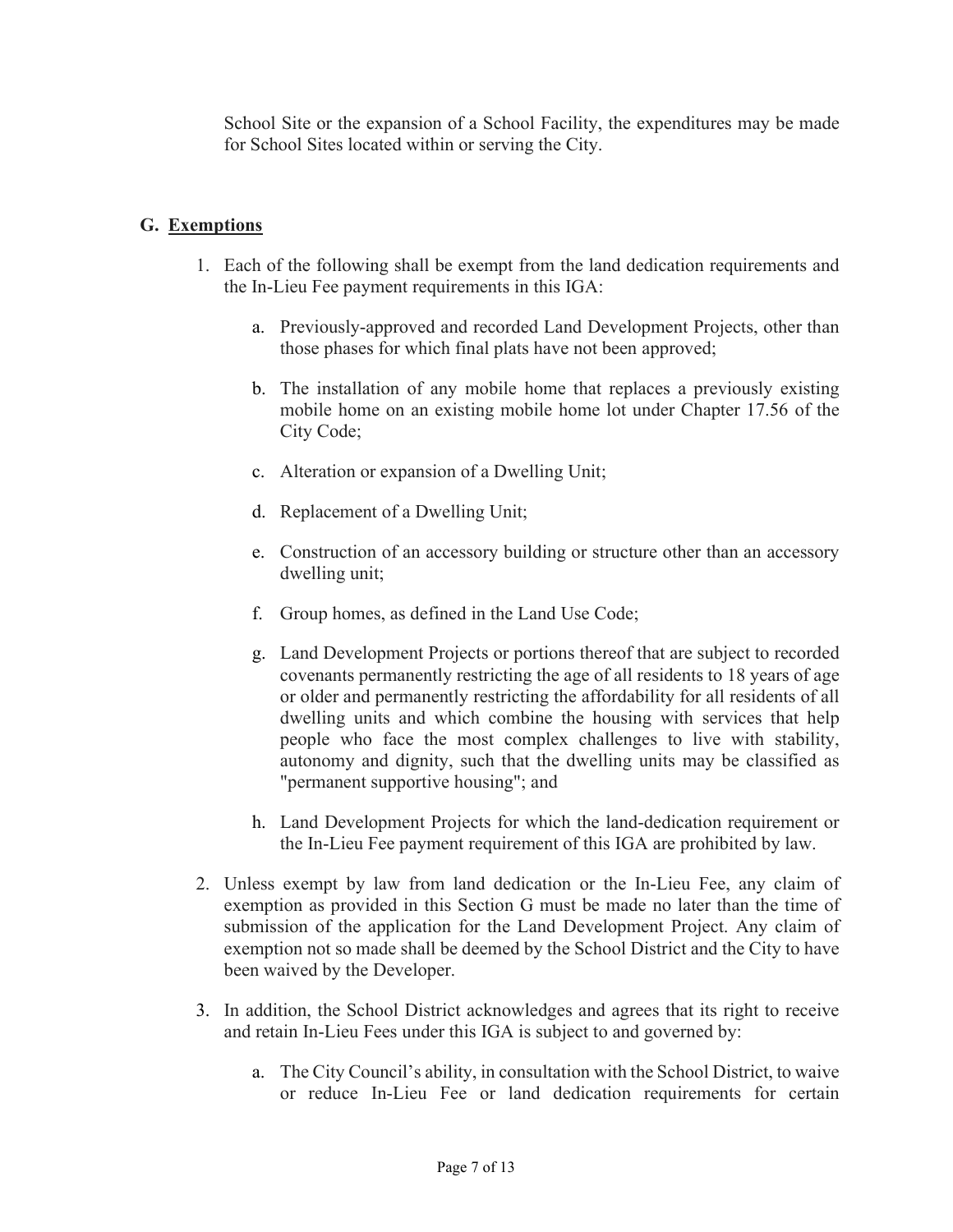School Site or the expansion of a School Facility, the expenditures may be made for School Sites located within or serving the City.

## G. Exemptions

1. Each of the following shall be exempt from the land dedication requirements and the In-Lieu Fee payment requirements in this IGA:

   a. Previously-approved and recorded Land Development Projects, other than those phases for which final plats have not been approved;

   b. The installation of any mobile home that replaces a previously existing mobile home on an existing mobile home lot under Chapter 17.56 of the City Code;

   c. Alteration or expansion of a Dwelling Unit;

   d. Replacement of a Dwelling Unit;

   e. Construction of an accessory building or structure other than an accessory dwelling unit;

   f. Group homes, as defined in the Land Use Code;

   g. Land Development Projects or portions thereof that are subject to recorded covenants permanently restricting the age of all residents to 18 years of age or older and permanently restricting the affordability for all residents of all dwelling units and which combine the housing with services that help people who face the most complex challenges to live with stability, autonomy and dignity, such that the dwelling units may be classified as "permanent supportive housing"; and

   h. Land Development Projects for which the land-dedication requirement or the In-Lieu Fee payment requirement of this IGA are prohibited by law.

2. Unless exempt by law from land dedication or the In-Lieu Fee, any claim of exemption as provided in this Section G must be made no later than the time of submission of the application for the Land Development Project. Any claim of exemption not so made shall be deemed by the School District and the City to have been waived by the Developer.

3. In addition, the School District acknowledges and agrees that its right to receive and retain In-Lieu Fees under this IGA is subject to and governed by:

   a. The City Council's ability, in consultation with the School District, to waive or reduce In-Lieu Fee or land dedication requirements for certain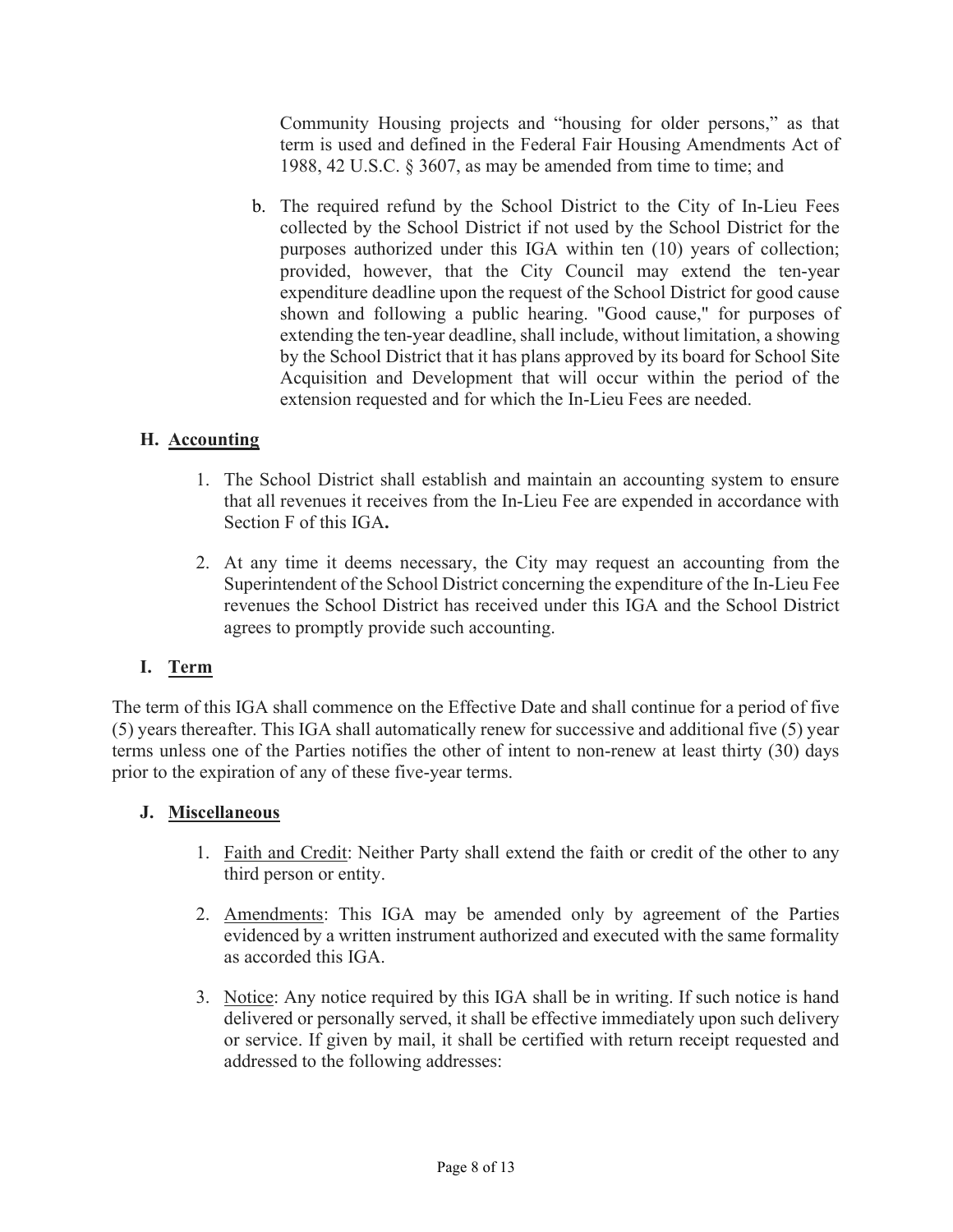Community Housing projects and "housing for older persons," as that term is used and defined in the Federal Fair Housing Amendments Act of 1988, 42 U.S.C. § 3607, as may be amended from time to time; and

b. The required refund by the School District to the City of In-Lieu Fees collected by the School District if not used by the School District for the purposes authorized under this IGA within ten (10) years of collection; provided, however, that the City Council may extend the ten-year expenditure deadline upon the request of the School District for good cause shown and following a public hearing. "Good cause," for purposes of extending the ten-year deadline, shall include, without limitation, a showing by the School District that it has plans approved by its board for School Site Acquisition and Development that will occur within the period of the extension requested and for which the In-Lieu Fees are needed.

### H. Accounting

1. The School District shall establish and maintain an accounting system to ensure that all revenues it receives from the In-Lieu Fee are expended in accordance with Section F of this IGA**.**

2. At any time it deems necessary, the City may request an accounting from the Superintendent of the School District concerning the expenditure of the In-Lieu Fee revenues the School District has received under this IGA and the School District agrees to promptly provide such accounting.

### I. Term

The term of this IGA shall commence on the Effective Date and shall continue for a period of five (5) years thereafter. This IGA shall automatically renew for successive and additional five (5) year terms unless one of the Parties notifies the other of intent to non-renew at least thirty (30) days prior to the expiration of any of these five-year terms.

### J. Miscellaneous

1. Faith and Credit: Neither Party shall extend the faith or credit of the other to any third person or entity.

2. Amendments: This IGA may be amended only by agreement of the Parties evidenced by a written instrument authorized and executed with the same formality as accorded this IGA.

3. Notice: Any notice required by this IGA shall be in writing. If such notice is hand delivered or personally served, it shall be effective immediately upon such delivery or service. If given by mail, it shall be certified with return receipt requested and addressed to the following addresses: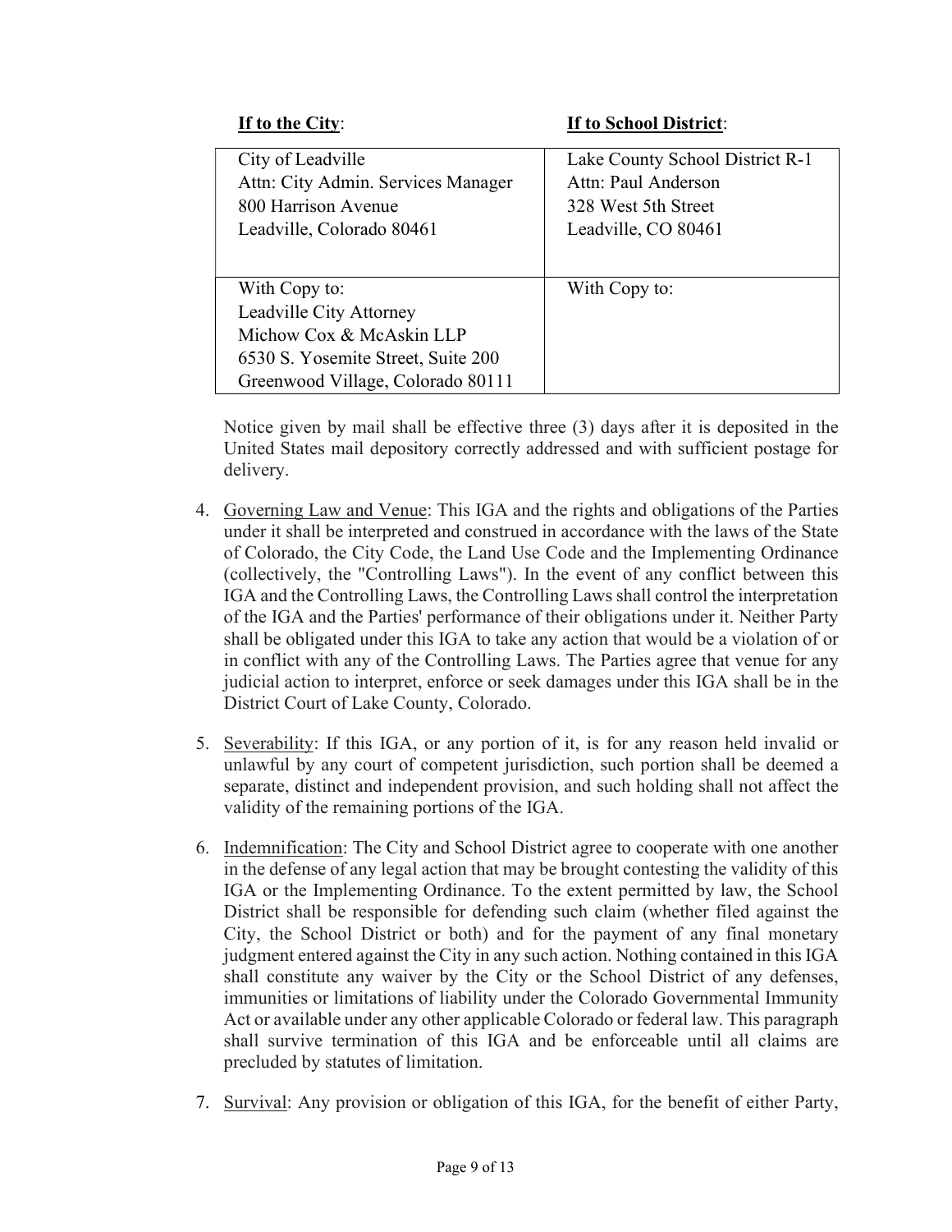| **If to the City**: | **If to School District**: |
|---|---|
| City of Leadville<br>Attn: City Admin. Services Manager<br>800 Harrison Avenue<br>Leadville, Colorado 80461 | Lake County School District R-1<br>Attn: Paul Anderson<br>328 West 5th Street<br>Leadville, CO 80461 |
| With Copy to:<br>Leadville City Attorney<br>Michow Cox & McAskin LLP<br>6530 S. Yosemite Street, Suite 200<br>Greenwood Village, Colorado 80111 | With Copy to: |

Notice given by mail shall be effective three (3) days after it is deposited in the United States mail depository correctly addressed and with sufficient postage for delivery.

4. Governing Law and Venue: This IGA and the rights and obligations of the Parties under it shall be interpreted and construed in accordance with the laws of the State of Colorado, the City Code, the Land Use Code and the Implementing Ordinance (collectively, the "Controlling Laws"). In the event of any conflict between this IGA and the Controlling Laws, the Controlling Laws shall control the interpretation of the IGA and the Parties' performance of their obligations under it. Neither Party shall be obligated under this IGA to take any action that would be a violation of or in conflict with any of the Controlling Laws. The Parties agree that venue for any judicial action to interpret, enforce or seek damages under this IGA shall be in the District Court of Lake County, Colorado.

5. Severability: If this IGA, or any portion of it, is for any reason held invalid or unlawful by any court of competent jurisdiction, such portion shall be deemed a separate, distinct and independent provision, and such holding shall not affect the validity of the remaining portions of the IGA.

6. Indemnification: The City and School District agree to cooperate with one another in the defense of any legal action that may be brought contesting the validity of this IGA or the Implementing Ordinance. To the extent permitted by law, the School District shall be responsible for defending such claim (whether filed against the City, the School District or both) and for the payment of any final monetary judgment entered against the City in any such action. Nothing contained in this IGA shall constitute any waiver by the City or the School District of any defenses, immunities or limitations of liability under the Colorado Governmental Immunity Act or available under any other applicable Colorado or federal law. This paragraph shall survive termination of this IGA and be enforceable until all claims are precluded by statutes of limitation.

7. Survival: Any provision or obligation of this IGA, for the benefit of either Party,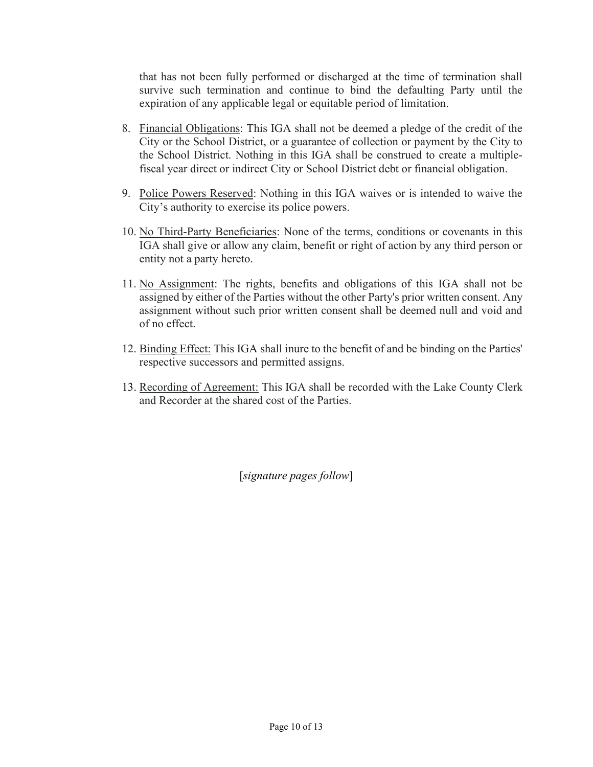that has not been fully performed or discharged at the time of termination shall survive such termination and continue to bind the defaulting Party until the expiration of any applicable legal or equitable period of limitation.

8. Financial Obligations: This IGA shall not be deemed a pledge of the credit of the City or the School District, or a guarantee of collection or payment by the City to the School District. Nothing in this IGA shall be construed to create a multiple-fiscal year direct or indirect City or School District debt or financial obligation.

9. Police Powers Reserved: Nothing in this IGA waives or is intended to waive the City's authority to exercise its police powers.

10. No Third-Party Beneficiaries: None of the terms, conditions or covenants in this IGA shall give or allow any claim, benefit or right of action by any third person or entity not a party hereto.

11. No Assignment: The rights, benefits and obligations of this IGA shall not be assigned by either of the Parties without the other Party's prior written consent. Any assignment without such prior written consent shall be deemed null and void and of no effect.

12. Binding Effect: This IGA shall inure to the benefit of and be binding on the Parties' respective successors and permitted assigns.

13. Recording of Agreement: This IGA shall be recorded with the Lake County Clerk and Recorder at the shared cost of the Parties.

[*signature pages follow*]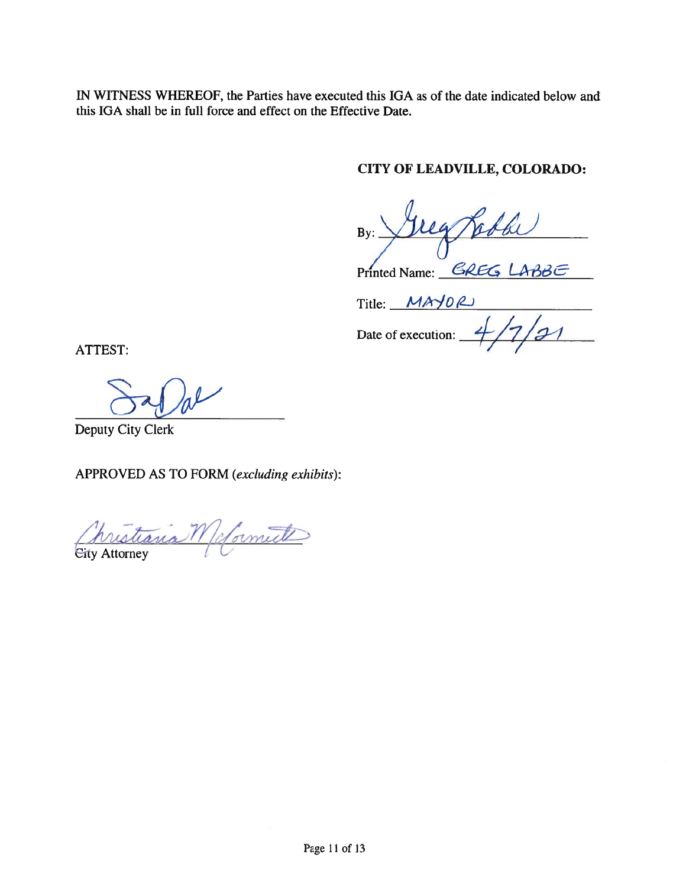IN WITNESS WHEREOF, the Parties have executed this IGA as of the date indicated below and this IGA shall be in full force and effect on the Effective Date.

**CITY OF LEADVILLE, COLORADO:**

By: ______________________

Printed Name: GREG LABBE

Title: MAYOR

Date of execution: 4/7/21

ATTEST:

______________________

Deputy City Clerk

APPROVED AS TO FORM (*excluding exhibits*):

______________________

City Attorney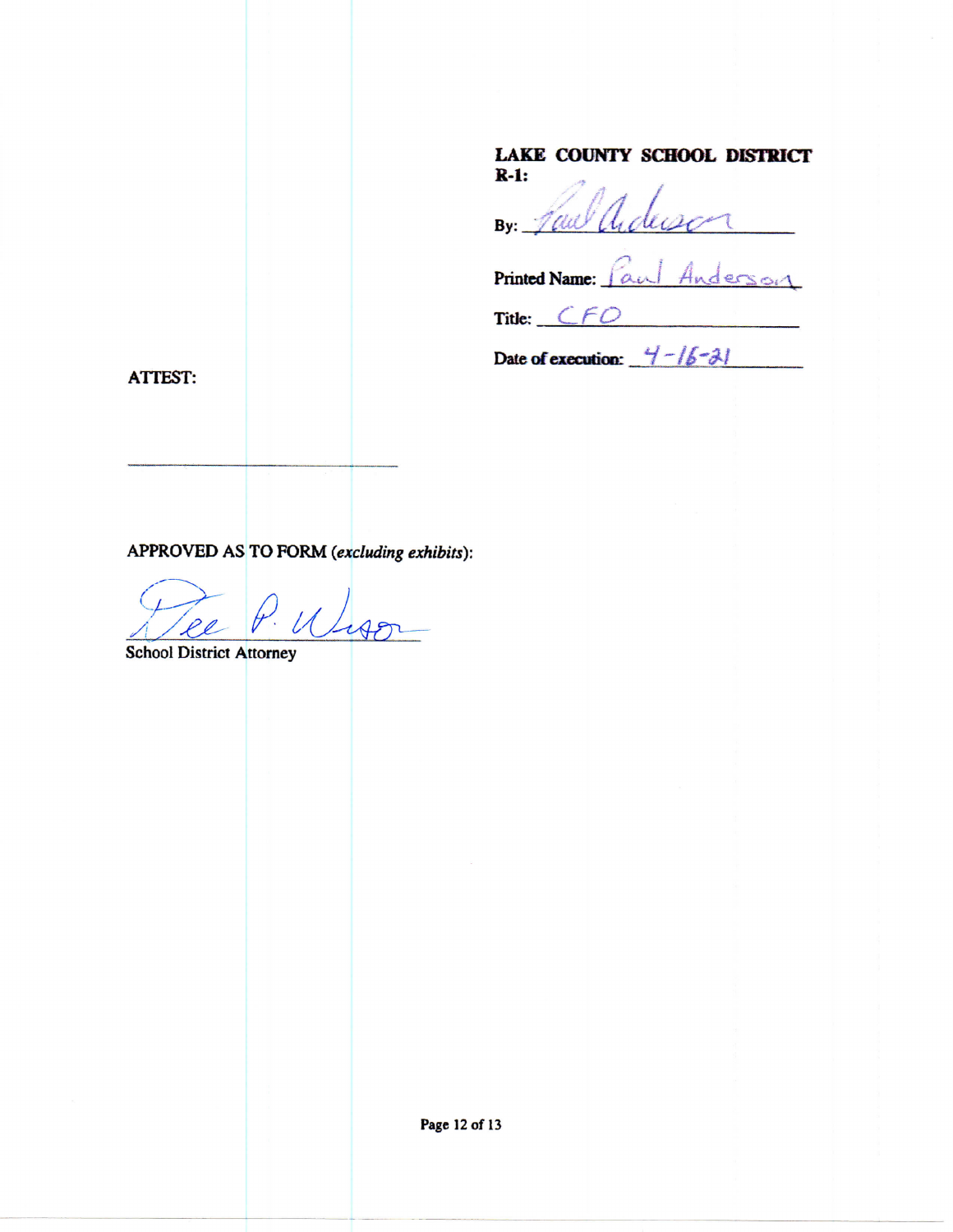**LAKE COUNTY SCHOOL DISTRICT R-1:**

By: Paul Anderson

Printed Name: Paul Anderson

Title: CFO

Date of execution: 4-16-21

**ATTEST:**

\_\_\_\_\_\_\_\_\_\_\_\_\_\_\_\_\_\_\_\_\_\_\_\_\_\_\_\_\_\_

**APPROVED AS TO FORM (*excluding exhibits*):**

Dee P. Wisor

School District Attorney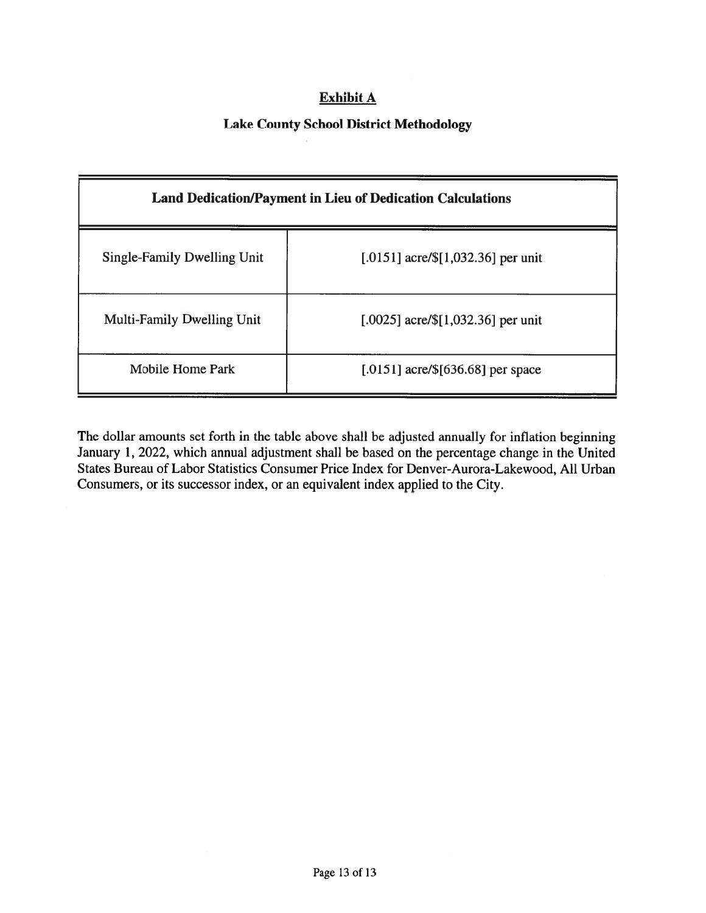## Exhibit A

### Lake County School District Methodology

| Land Dedication/Payment in Lieu of Dedication Calculations | |
|---|---|
| Single-Family Dwelling Unit | [.0151] acre/$[1,032.36] per unit |
| Multi-Family Dwelling Unit | [.0025] acre/$[1,032.36] per unit |
| Mobile Home Park | [.0151] acre/$[636.68] per space |

The dollar amounts set forth in the table above shall be adjusted annually for inflation beginning January 1, 2022, which annual adjustment shall be based on the percentage change in the United States Bureau of Labor Statistics Consumer Price Index for Denver-Aurora-Lakewood, All Urban Consumers, or its successor index, or an equivalent index applied to the City.